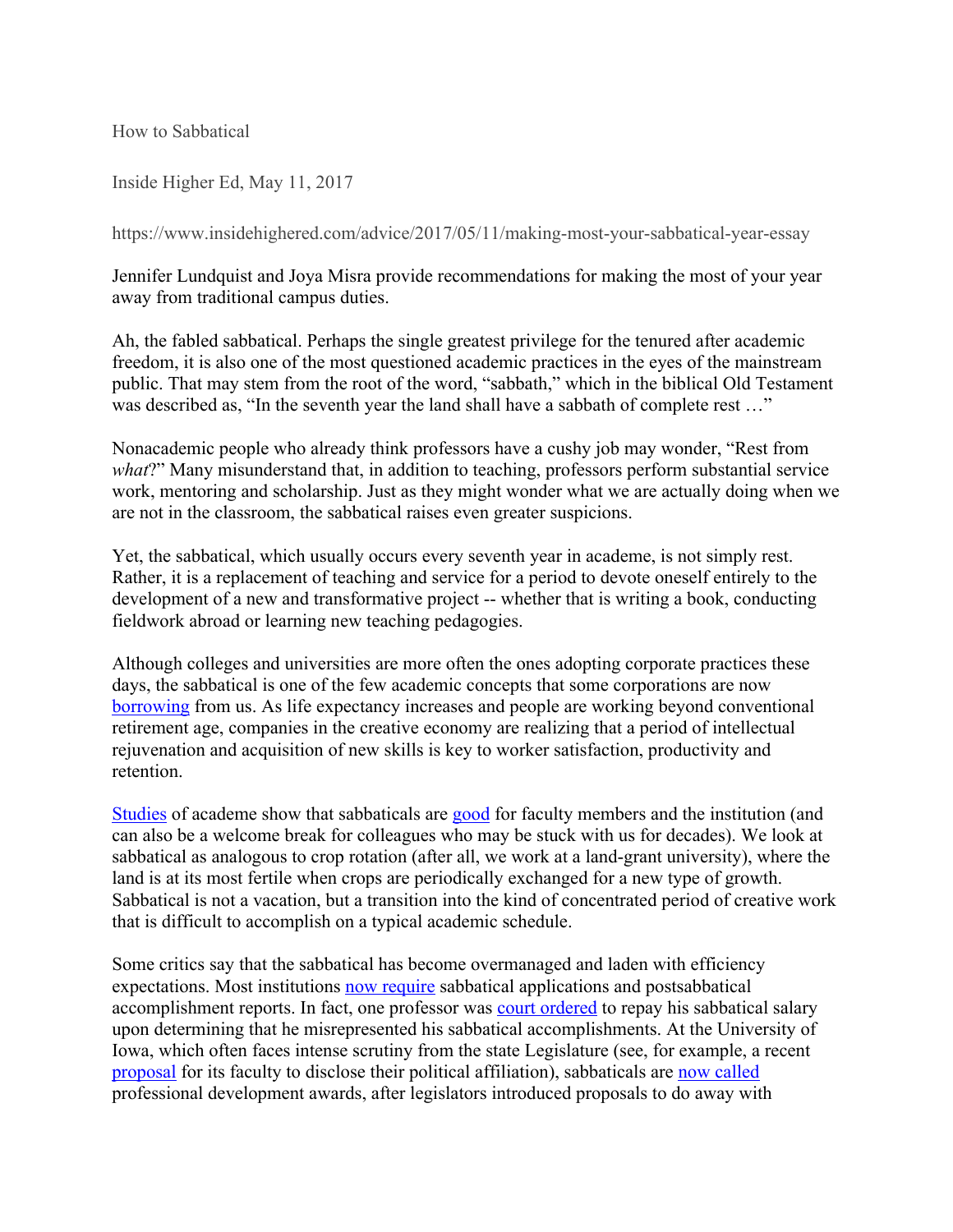How to Sabbatical

Inside Higher Ed, May 11, 2017

https://www.insidehighered.com/advice/2017/05/11/making-most-your-sabbatical-year-essay

Jennifer Lundquist and Joya Misra provide recommendations for making the most of your year away from traditional campus duties.

Ah, the fabled sabbatical. Perhaps the single greatest privilege for the tenured after academic freedom, it is also one of the most questioned academic practices in the eyes of the mainstream public. That may stem from the root of the word, "sabbath," which in the biblical Old Testament was described as, "In the seventh year the land shall have a sabbath of complete rest …"

Nonacademic people who already think professors have a cushy job may wonder, "Rest from *what*?" Many misunderstand that, in addition to teaching, professors perform substantial service work, mentoring and scholarship. Just as they might wonder what we are actually doing when we are not in the classroom, the sabbatical raises even greater suspicions.

Yet, the sabbatical, which usually occurs every seventh year in academe, is not simply rest. Rather, it is a replacement of teaching and service for a period to devote oneself entirely to the development of a new and transformative project -- whether that is writing a book, conducting fieldwork abroad or learning new teaching pedagogies.

Although colleges and universities are more often the ones adopting corporate practices these days, the sabbatical is one of the few academic concepts that some corporations are now borrowing from us. As life expectancy increases and people are working beyond conventional retirement age, companies in the creative economy are realizing that a period of intellectual rejuvenation and acquisition of new skills is key to worker satisfaction, productivity and retention.

Studies of academe show that sabbaticals are good for faculty members and the institution (and can also be a welcome break for colleagues who may be stuck with us for decades). We look at sabbatical as analogous to crop rotation (after all, we work at a land-grant university), where the land is at its most fertile when crops are periodically exchanged for a new type of growth. Sabbatical is not a vacation, but a transition into the kind of concentrated period of creative work that is difficult to accomplish on a typical academic schedule.

Some critics say that the sabbatical has become overmanaged and laden with efficiency expectations. Most institutions now require sabbatical applications and postsabbatical accomplishment reports. In fact, one professor was court ordered to repay his sabbatical salary upon determining that he misrepresented his sabbatical accomplishments. At the University of Iowa, which often faces intense scrutiny from the state Legislature (see, for example, a recent proposal for its faculty to disclose their political affiliation), sabbaticals are now called professional development awards, after legislators introduced proposals to do away with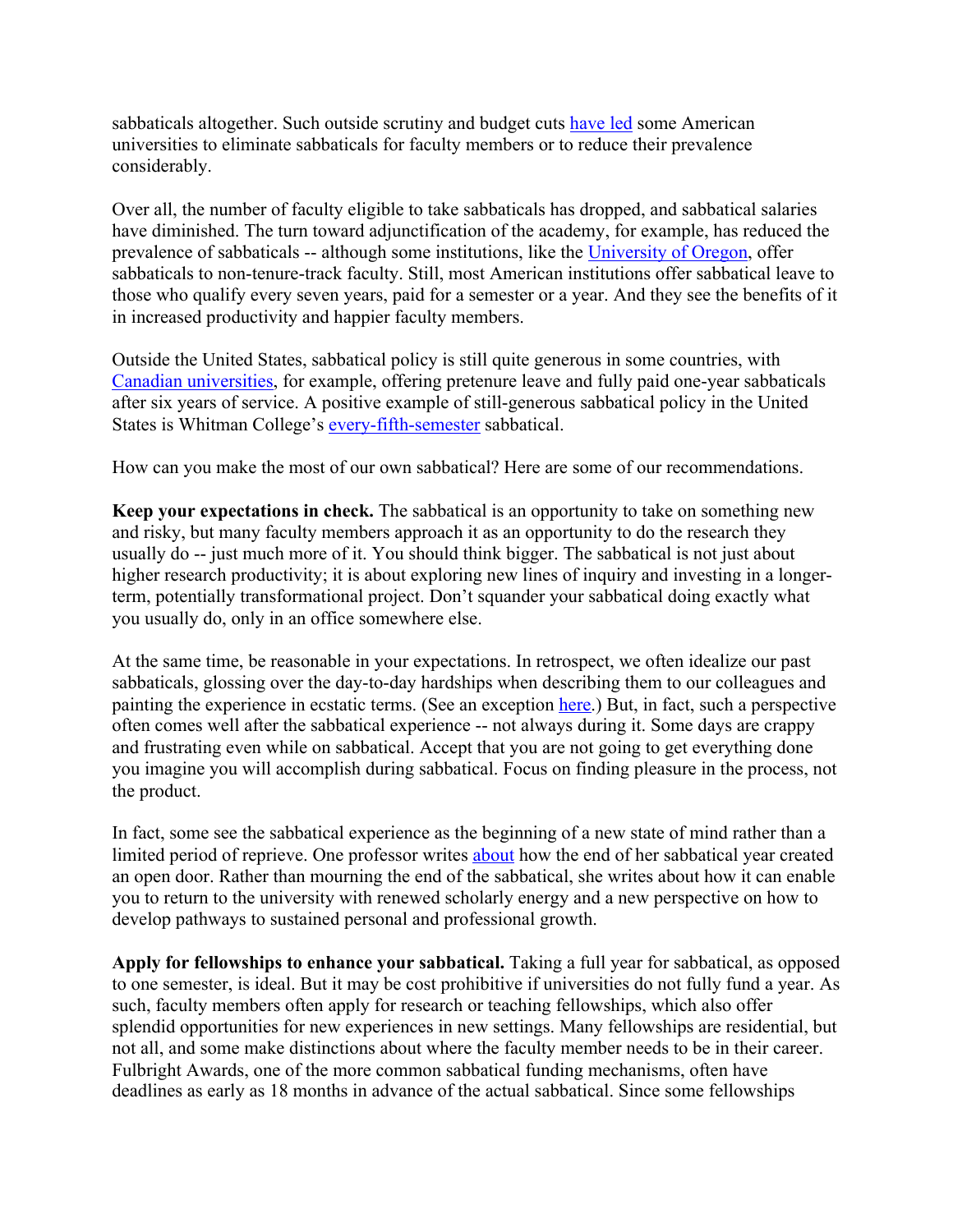sabbaticals altogether. Such outside scrutiny and budget cuts have led some American universities to eliminate sabbaticals for faculty members or to reduce their prevalence considerably.

Over all, the number of faculty eligible to take sabbaticals has dropped, and sabbatical salaries have diminished. The turn toward adjunctification of the academy, for example, has reduced the prevalence of sabbaticals -- although some institutions, like the University of Oregon, offer sabbaticals to non-tenure-track faculty. Still, most American institutions offer sabbatical leave to those who qualify every seven years, paid for a semester or a year. And they see the benefits of it in increased productivity and happier faculty members.

Outside the United States, sabbatical policy is still quite generous in some countries, with Canadian universities, for example, offering pretenure leave and fully paid one-year sabbaticals after six years of service. A positive example of still-generous sabbatical policy in the United States is Whitman College's every-fifth-semester sabbatical.

How can you make the most of our own sabbatical? Here are some of our recommendations.

**Keep your expectations in check.** The sabbatical is an opportunity to take on something new and risky, but many faculty members approach it as an opportunity to do the research they usually do -- just much more of it. You should think bigger. The sabbatical is not just about higher research productivity; it is about exploring new lines of inquiry and investing in a longer-term, potentially transformational project. Don't squander your sabbatical doing exactly what you usually do, only in an office somewhere else.

At the same time, be reasonable in your expectations. In retrospect, we often idealize our past sabbaticals, glossing over the day-to-day hardships when describing them to our colleagues and painting the experience in ecstatic terms. (See an exception here.) But, in fact, such a perspective often comes well after the sabbatical experience -- not always during it. Some days are crappy and frustrating even while on sabbatical. Accept that you are not going to get everything done you imagine you will accomplish during sabbatical. Focus on finding pleasure in the process, not the product.

In fact, some see the sabbatical experience as the beginning of a new state of mind rather than a limited period of reprieve. One professor writes about how the end of her sabbatical year created an open door. Rather than mourning the end of the sabbatical, she writes about how it can enable you to return to the university with renewed scholarly energy and a new perspective on how to develop pathways to sustained personal and professional growth.

**Apply for fellowships to enhance your sabbatical.** Taking a full year for sabbatical, as opposed to one semester, is ideal. But it may be cost prohibitive if universities do not fully fund a year. As such, faculty members often apply for research or teaching fellowships, which also offer splendid opportunities for new experiences in new settings. Many fellowships are residential, but not all, and some make distinctions about where the faculty member needs to be in their career. Fulbright Awards, one of the more common sabbatical funding mechanisms, often have deadlines as early as 18 months in advance of the actual sabbatical. Since some fellowships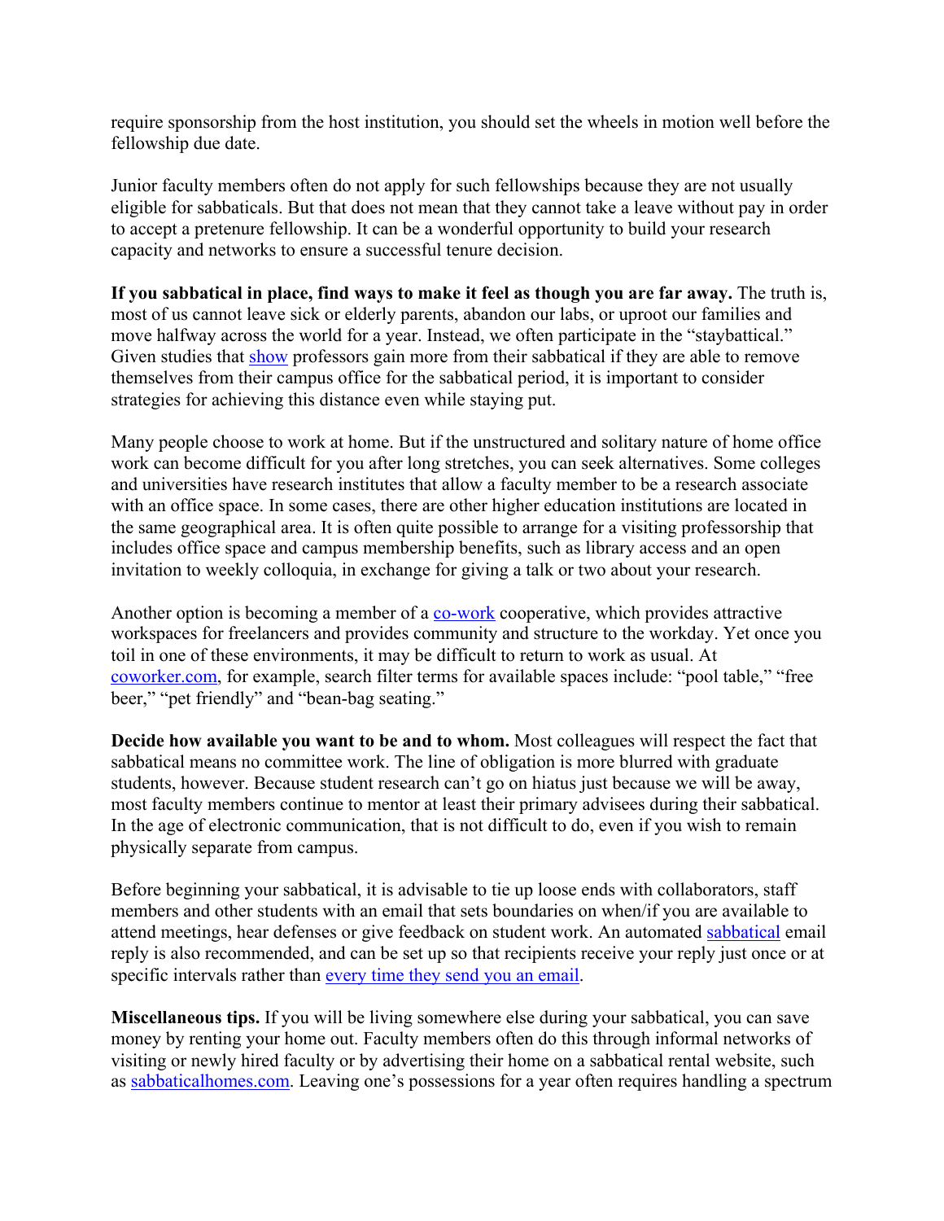require sponsorship from the host institution, you should set the wheels in motion well before the fellowship due date.

Junior faculty members often do not apply for such fellowships because they are not usually eligible for sabbaticals. But that does not mean that they cannot take a leave without pay in order to accept a pretenure fellowship. It can be a wonderful opportunity to build your research capacity and networks to ensure a successful tenure decision.

**If you sabbatical in place, find ways to make it feel as though you are far away.** The truth is, most of us cannot leave sick or elderly parents, abandon our labs, or uproot our families and move halfway across the world for a year. Instead, we often participate in the "staybattical." Given studies that show professors gain more from their sabbatical if they are able to remove themselves from their campus office for the sabbatical period, it is important to consider strategies for achieving this distance even while staying put.

Many people choose to work at home. But if the unstructured and solitary nature of home office work can become difficult for you after long stretches, you can seek alternatives. Some colleges and universities have research institutes that allow a faculty member to be a research associate with an office space. In some cases, there are other higher education institutions are located in the same geographical area. It is often quite possible to arrange for a visiting professorship that includes office space and campus membership benefits, such as library access and an open invitation to weekly colloquia, in exchange for giving a talk or two about your research.

Another option is becoming a member of a co-work cooperative, which provides attractive workspaces for freelancers and provides community and structure to the workday. Yet once you toil in one of these environments, it may be difficult to return to work as usual. At coworker.com, for example, search filter terms for available spaces include: "pool table," "free beer," "pet friendly" and "bean-bag seating."

**Decide how available you want to be and to whom.** Most colleagues will respect the fact that sabbatical means no committee work. The line of obligation is more blurred with graduate students, however. Because student research can't go on hiatus just because we will be away, most faculty members continue to mentor at least their primary advisees during their sabbatical. In the age of electronic communication, that is not difficult to do, even if you wish to remain physically separate from campus.

Before beginning your sabbatical, it is advisable to tie up loose ends with collaborators, staff members and other students with an email that sets boundaries on when/if you are available to attend meetings, hear defenses or give feedback on student work. An automated sabbatical email reply is also recommended, and can be set up so that recipients receive your reply just once or at specific intervals rather than every time they send you an email.

**Miscellaneous tips.** If you will be living somewhere else during your sabbatical, you can save money by renting your home out. Faculty members often do this through informal networks of visiting or newly hired faculty or by advertising their home on a sabbatical rental website, such as sabbaticalhomes.com. Leaving one's possessions for a year often requires handling a spectrum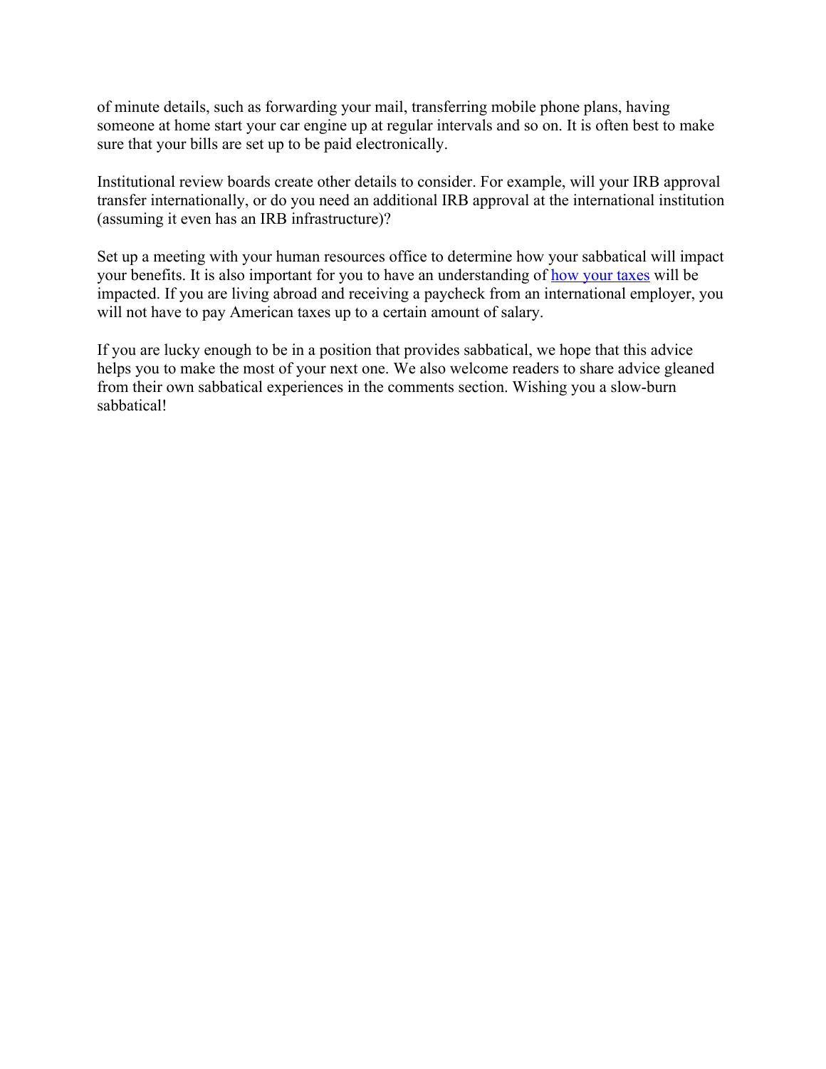of minute details, such as forwarding your mail, transferring mobile phone plans, having someone at home start your car engine up at regular intervals and so on. It is often best to make sure that your bills are set up to be paid electronically.

Institutional review boards create other details to consider. For example, will your IRB approval transfer internationally, or do you need an additional IRB approval at the international institution (assuming it even has an IRB infrastructure)?

Set up a meeting with your human resources office to determine how your sabbatical will impact your benefits. It is also important for you to have an understanding of how your taxes will be impacted. If you are living abroad and receiving a paycheck from an international employer, you will not have to pay American taxes up to a certain amount of salary.

If you are lucky enough to be in a position that provides sabbatical, we hope that this advice helps you to make the most of your next one. We also welcome readers to share advice gleaned from their own sabbatical experiences in the comments section. Wishing you a slow-burn sabbatical!